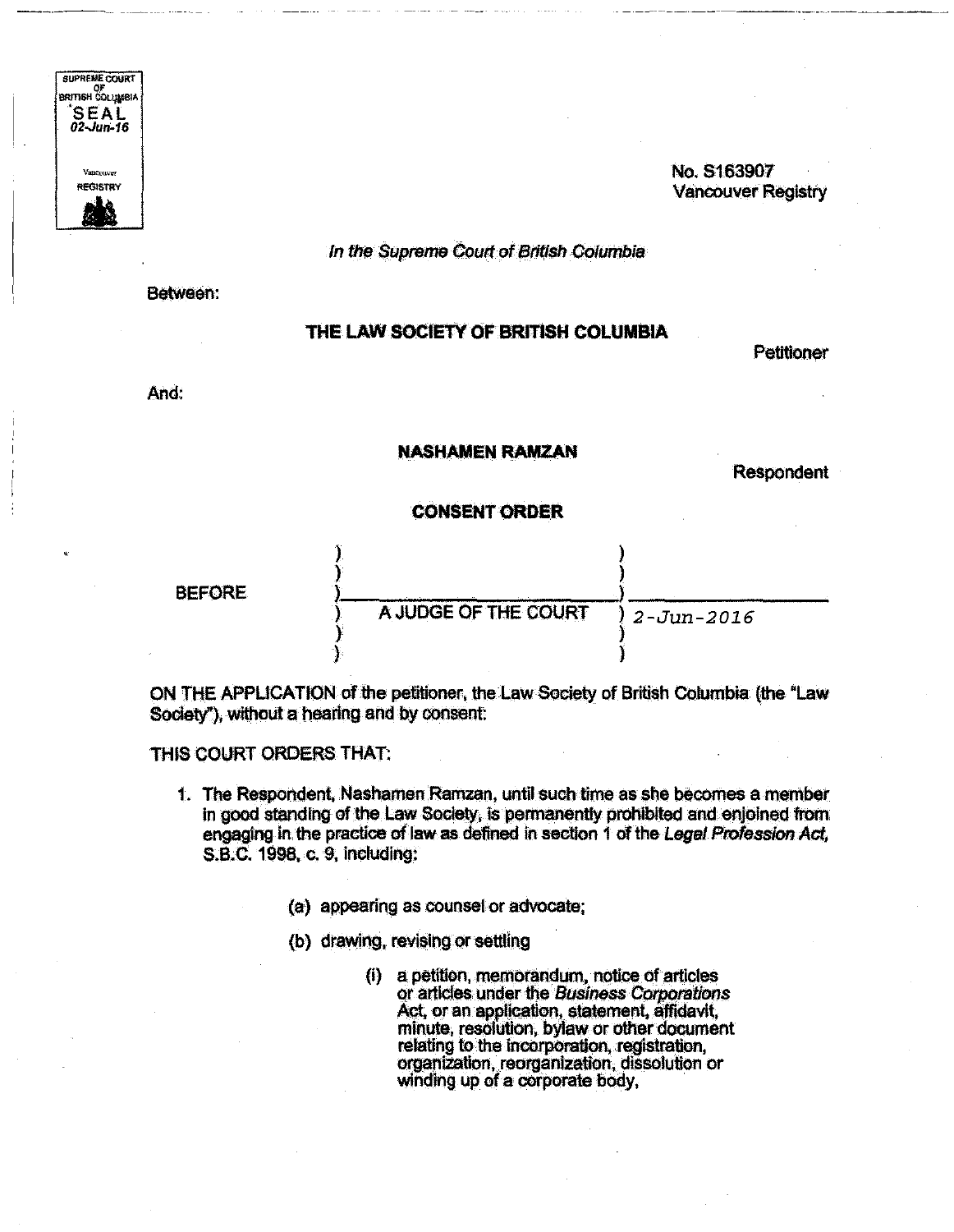SUPREME COURT OF BRITISH COLUMBIA SEAL 02-Jun-16 Vancouver REGISTRY

No. S163907
Vancouver Registry

*In the Supreme Court of British Columbia*

Between:

**THE LAW SOCIETY OF BRITISH COLUMBIA**

Petitioner

And:

**NASHAMEN RAMZAN**

Respondent

**CONSENT ORDER**

BEFORE A JUDGE OF THE COURT 2-Jun-2016

ON THE APPLICATION of the petitioner, the Law Society of British Columbia (the "Law Society"), without a hearing and by consent:

THIS COURT ORDERS THAT:

1. The Respondent, Nashamen Ramzan, until such time as she becomes a member in good standing of the Law Society, is permanently prohibited and enjoined from engaging in the practice of law as defined in section 1 of the *Legal Profession Act*, S.B.C. 1998, c. 9, including:

   (a) appearing as counsel or advocate;

   (b) drawing, revising or settling

      (i) a petition, memorandum, notice of articles or articles under the *Business Corporations Act*, or an application, statement, affidavit, minute, resolution, bylaw or other document relating to the incorporation, registration, organization, reorganization, dissolution or winding up of a corporate body,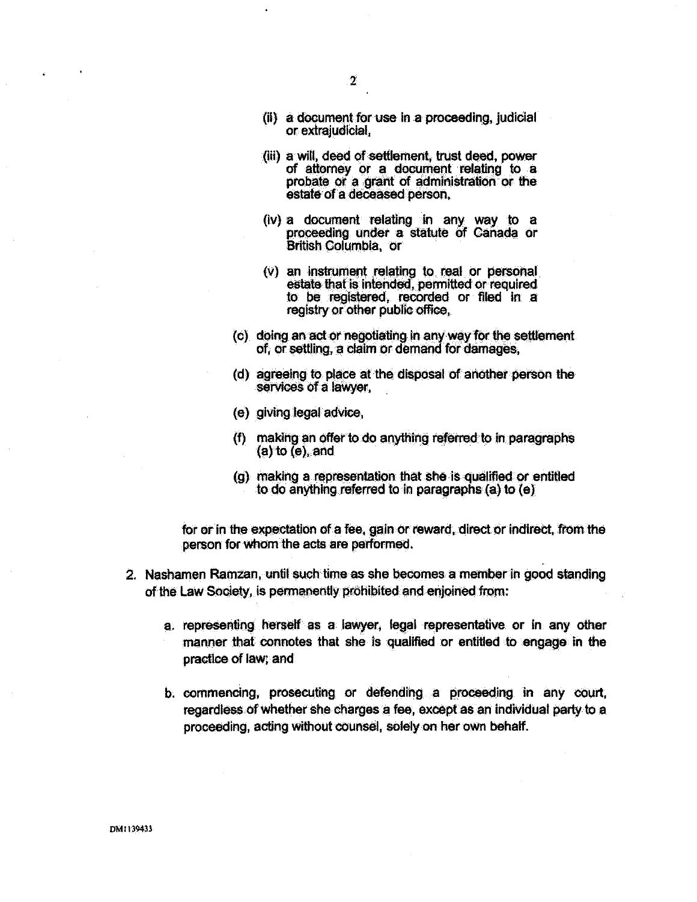(ii) a document for use in a proceeding, judicial or extrajudicial,

(iii) a will, deed of settlement, trust deed, power of attorney or a document relating to a probate or a grant of administration or the estate of a deceased person,

(iv) a document relating in any way to a proceeding under a statute of Canada or British Columbia, or

(v) an instrument relating to real or personal estate that is intended, permitted or required to be registered, recorded or filed in a registry or other public office,

(c) doing an act or negotiating in any way for the settlement of, or settling, a claim or demand for damages,

(d) agreeing to place at the disposal of another person the services of a lawyer,

(e) giving legal advice,

(f) making an offer to do anything referred to in paragraphs (a) to (e), and

(g) making a representation that she is qualified or entitled to do anything referred to in paragraphs (a) to (e)

for or in the expectation of a fee, gain or reward, direct or indirect, from the person for whom the acts are performed.

2. Nashamen Ramzan, until such time as she becomes a member in good standing of the Law Society, is permanently prohibited and enjoined from:

   a. representing herself as a lawyer, legal representative or in any other manner that connotes that she is qualified or entitled to engage in the practice of law; and

   b. commencing, prosecuting or defending a proceeding in any court, regardless of whether she charges a fee, except as an individual party to a proceeding, acting without counsel, solely on her own behalf.

DM1139433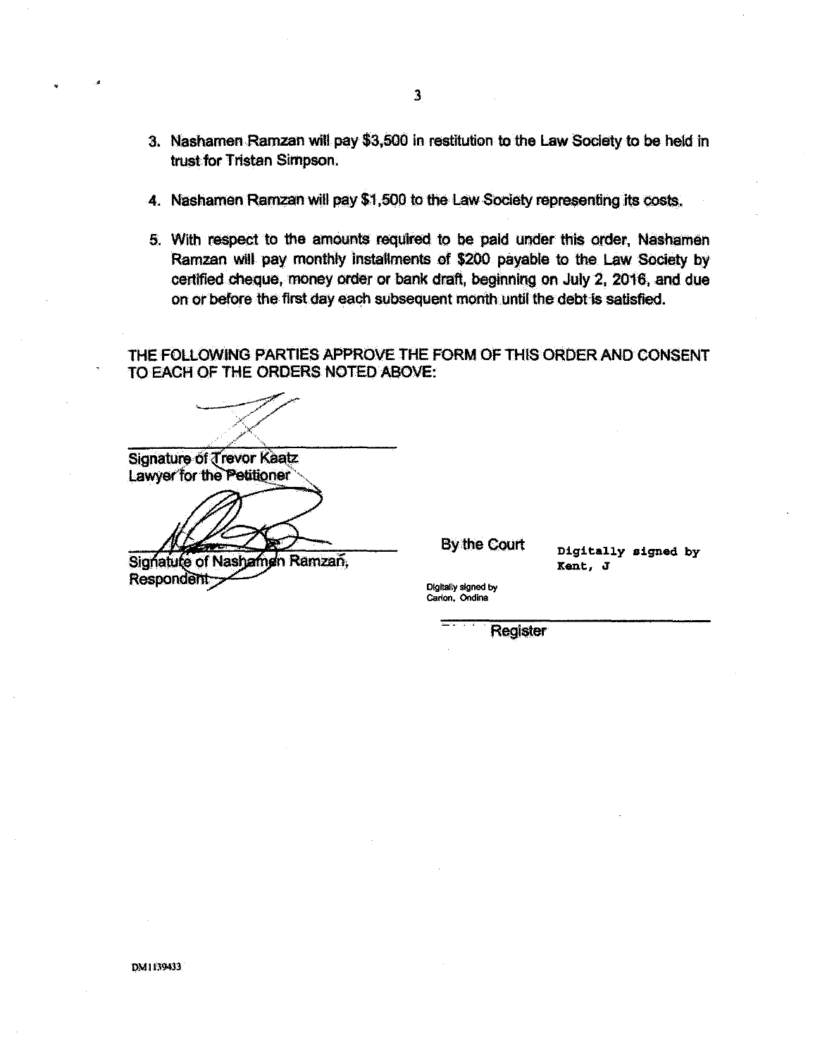3. Nashamen Ramzan will pay $3,500 in restitution to the Law Society to be held in trust for Tristan Simpson.

4. Nashamen Ramzan will pay $1,500 to the Law Society representing its costs.

5. With respect to the amounts required to be paid under this order, Nashamen Ramzan will pay monthly installments of $200 payable to the Law Society by certified cheque, money order or bank draft, beginning on July 2, 2016, and due on or before the first day each subsequent month until the debt is satisfied.

THE FOLLOWING PARTIES APPROVE THE FORM OF THIS ORDER AND CONSENT TO EACH OF THE ORDERS NOTED ABOVE:

Signature of Trevor Kaatz
Lawyer for the Petitioner

Signature of Nashamen Ramzan,
Respondent

By the Court

Digitally signed by Kent, J

Digitally signed by Carlon, Ondina

Register

DM1139433